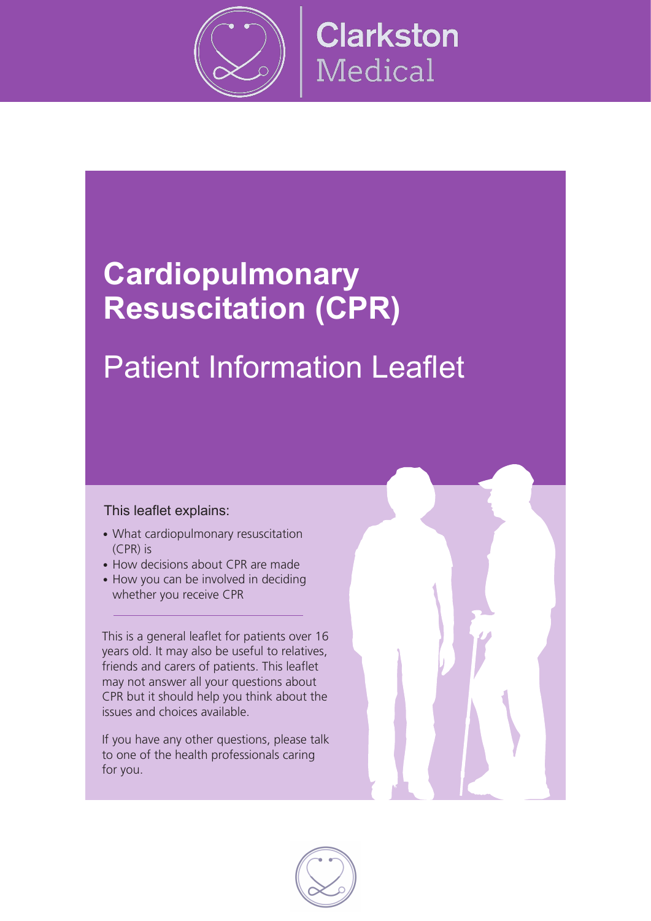Clarkston Medical

# Cardiopulmonary Resuscitation (CPR)

## Patient Information Leaflet

This leaflet explains:

- What cardiopulmonary resuscitation (CPR) is
- How decisions about CPR are made
- How you can be involved in deciding whether you receive CPR

---

This is a general leaflet for patients over 16 years old. It may also be useful to relatives, friends and carers of patients. This leaflet may not answer all your questions about CPR but it should help you think about the issues and choices available.

If you have any other questions, please talk to one of the health professionals caring for you.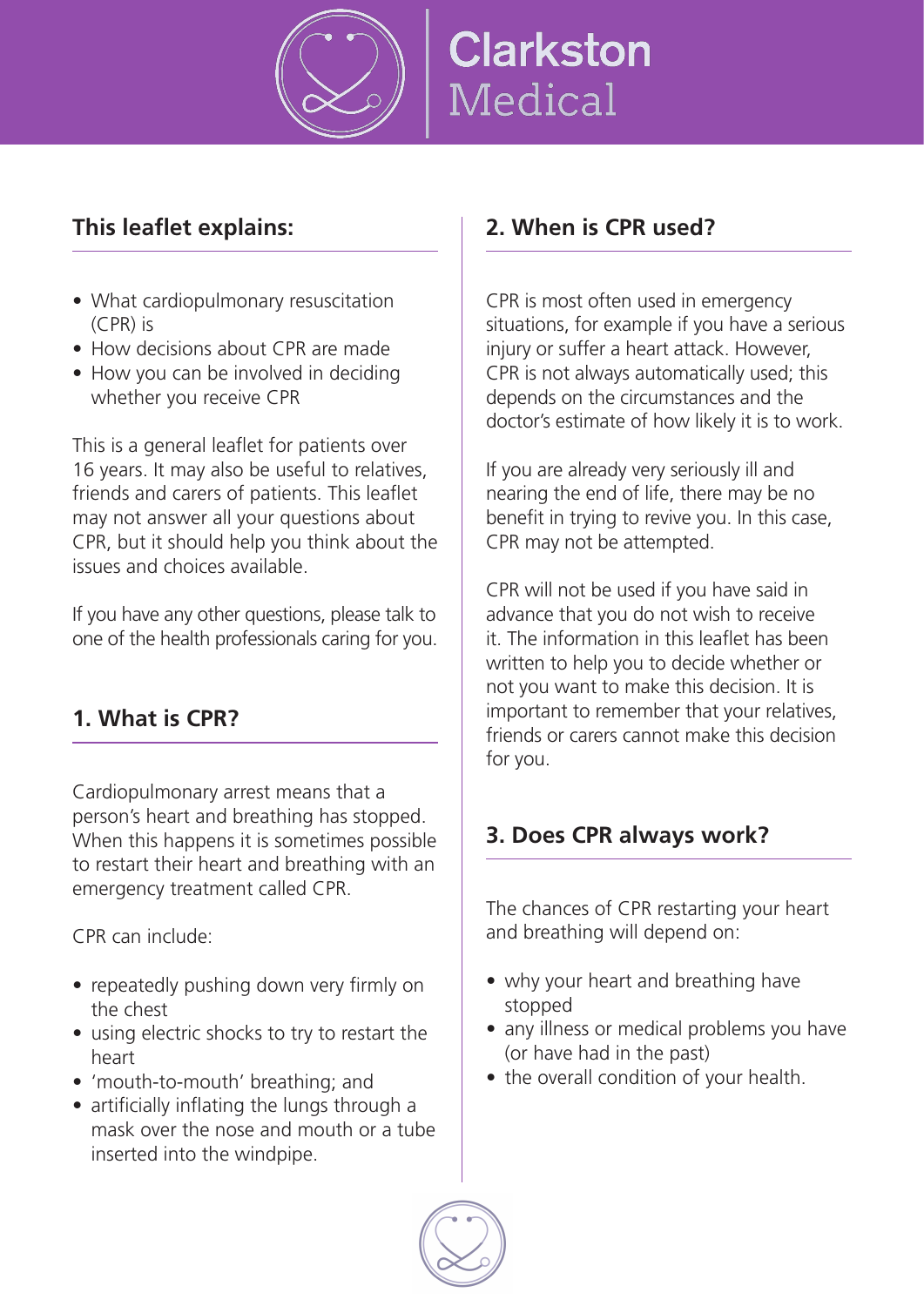## This leaflet explains:

- What cardiopulmonary resuscitation (CPR) is
- How decisions about CPR are made
- How you can be involved in deciding whether you receive CPR

This is a general leaflet for patients over 16 years. It may also be useful to relatives, friends and carers of patients. This leaflet may not answer all your questions about CPR, but it should help you think about the issues and choices available.

If you have any other questions, please talk to one of the health professionals caring for you.

## 1. What is CPR?

Cardiopulmonary arrest means that a person's heart and breathing has stopped. When this happens it is sometimes possible to restart their heart and breathing with an emergency treatment called CPR.

CPR can include:

- repeatedly pushing down very firmly on the chest
- using electric shocks to try to restart the heart
- 'mouth-to-mouth' breathing; and
- artificially inflating the lungs through a mask over the nose and mouth or a tube inserted into the windpipe.

## 2. When is CPR used?

CPR is most often used in emergency situations, for example if you have a serious injury or suffer a heart attack. However, CPR is not always automatically used; this depends on the circumstances and the doctor's estimate of how likely it is to work.

If you are already very seriously ill and nearing the end of life, there may be no benefit in trying to revive you. In this case, CPR may not be attempted.

CPR will not be used if you have said in advance that you do not wish to receive it. The information in this leaflet has been written to help you to decide whether or not you want to make this decision. It is important to remember that your relatives, friends or carers cannot make this decision for you.

## 3. Does CPR always work?

The chances of CPR restarting your heart and breathing will depend on:

- why your heart and breathing have stopped
- any illness or medical problems you have (or have had in the past)
- the overall condition of your health.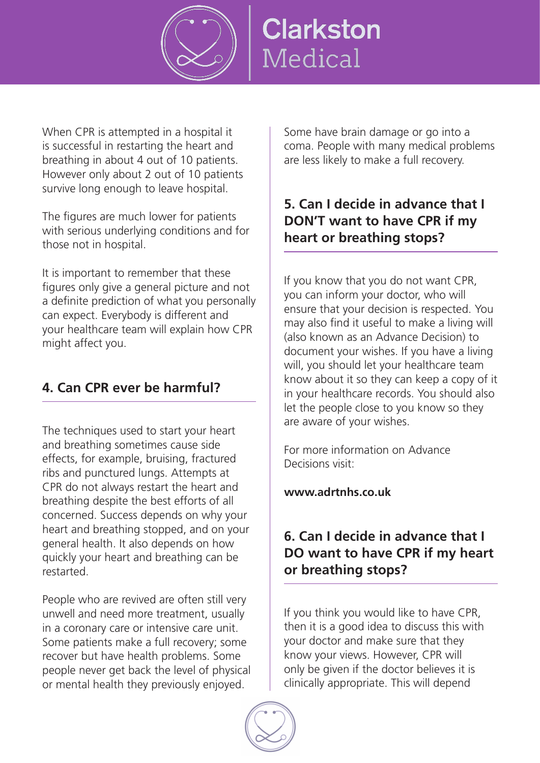When CPR is attempted in a hospital it is successful in restarting the heart and breathing in about 4 out of 10 patients. However only about 2 out of 10 patients survive long enough to leave hospital.

The figures are much lower for patients with serious underlying conditions and for those not in hospital.

It is important to remember that these figures only give a general picture and not a definite prediction of what you personally can expect. Everybody is different and your healthcare team will explain how CPR might affect you.

## 4. Can CPR ever be harmful?

The techniques used to start your heart and breathing sometimes cause side effects, for example, bruising, fractured ribs and punctured lungs. Attempts at CPR do not always restart the heart and breathing despite the best efforts of all concerned. Success depends on why your heart and breathing stopped, and on your general health. It also depends on how quickly your heart and breathing can be restarted.

People who are revived are often still very unwell and need more treatment, usually in a coronary care or intensive care unit. Some patients make a full recovery; some recover but have health problems. Some people never get back the level of physical or mental health they previously enjoyed. Some have brain damage or go into a coma. People with many medical problems are less likely to make a full recovery.

## 5. Can I decide in advance that I DON'T want to have CPR if my heart or breathing stops?

If you know that you do not want CPR, you can inform your doctor, who will ensure that your decision is respected. You may also find it useful to make a living will (also known as an Advance Decision) to document your wishes. If you have a living will, you should let your healthcare team know about it so they can keep a copy of it in your healthcare records. You should also let the people close to you know so they are aware of your wishes.

For more information on Advance Decisions visit:

**www.adrtnhs.co.uk**

## 6. Can I decide in advance that I DO want to have CPR if my heart or breathing stops?

If you think you would like to have CPR, then it is a good idea to discuss this with your doctor and make sure that they know your views. However, CPR will only be given if the doctor believes it is clinically appropriate. This will depend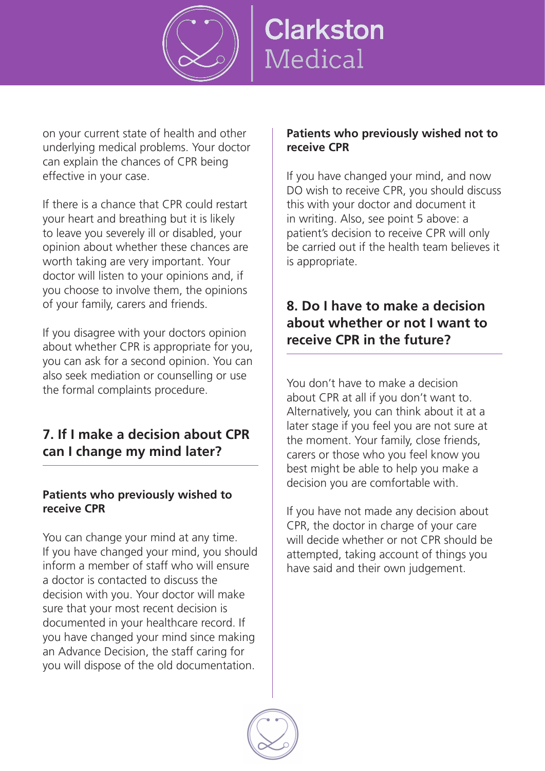on your current state of health and other underlying medical problems. Your doctor can explain the chances of CPR being effective in your case.

If there is a chance that CPR could restart your heart and breathing but it is likely to leave you severely ill or disabled, your opinion about whether these chances are worth taking are very important. Your doctor will listen to your opinions and, if you choose to involve them, the opinions of your family, carers and friends.

If you disagree with your doctors opinion about whether CPR is appropriate for you, you can ask for a second opinion. You can also seek mediation or counselling or use the formal complaints procedure.

## 7. If I make a decision about CPR can I change my mind later?

**Patients who previously wished to receive CPR**

You can change your mind at any time. If you have changed your mind, you should inform a member of staff who will ensure a doctor is contacted to discuss the decision with you. Your doctor will make sure that your most recent decision is documented in your healthcare record. If you have changed your mind since making an Advance Decision, the staff caring for you will dispose of the old documentation.

**Patients who previously wished not to receive CPR**

If you have changed your mind, and now DO wish to receive CPR, you should discuss this with your doctor and document it in writing. Also, see point 5 above: a patient's decision to receive CPR will only be carried out if the health team believes it is appropriate.

## 8. Do I have to make a decision about whether or not I want to receive CPR in the future?

You don't have to make a decision about CPR at all if you don't want to. Alternatively, you can think about it at a later stage if you feel you are not sure at the moment. Your family, close friends, carers or those who you feel know you best might be able to help you make a decision you are comfortable with.

If you have not made any decision about CPR, the doctor in charge of your care will decide whether or not CPR should be attempted, taking account of things you have said and their own judgement.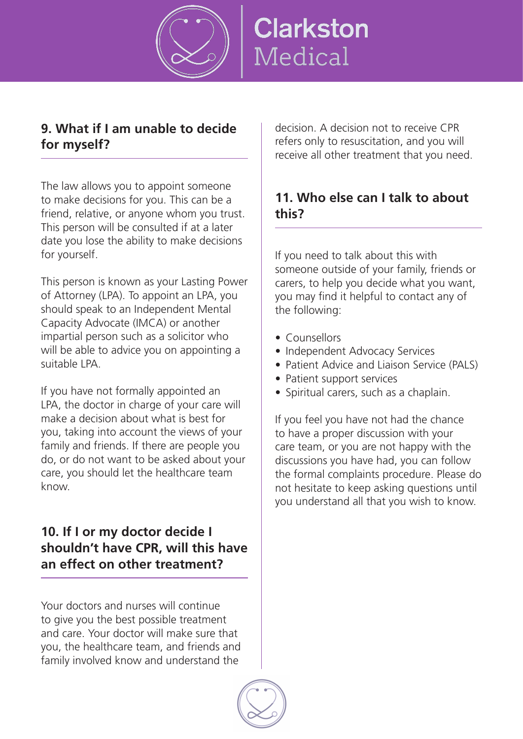## 9. What if I am unable to decide for myself?

The law allows you to appoint someone to make decisions for you. This can be a friend, relative, or anyone whom you trust. This person will be consulted if at a later date you lose the ability to make decisions for yourself.

This person is known as your Lasting Power of Attorney (LPA). To appoint an LPA, you should speak to an Independent Mental Capacity Advocate (IMCA) or another impartial person such as a solicitor who will be able to advice you on appointing a suitable LPA.

If you have not formally appointed an LPA, the doctor in charge of your care will make a decision about what is best for you, taking into account the views of your family and friends. If there are people you do, or do not want to be asked about your care, you should let the healthcare team know.

## 10. If I or my doctor decide I shouldn't have CPR, will this have an effect on other treatment?

Your doctors and nurses will continue to give you the best possible treatment and care. Your doctor will make sure that you, the healthcare team, and friends and family involved know and understand the decision. A decision not to receive CPR refers only to resuscitation, and you will receive all other treatment that you need.

## 11. Who else can I talk to about this?

If you need to talk about this with someone outside of your family, friends or carers, to help you decide what you want, you may find it helpful to contact any of the following:

- Counsellors
- Independent Advocacy Services
- Patient Advice and Liaison Service (PALS)
- Patient support services
- Spiritual carers, such as a chaplain.

If you feel you have not had the chance to have a proper discussion with your care team, or you are not happy with the discussions you have had, you can follow the formal complaints procedure. Please do not hesitate to keep asking questions until you understand all that you wish to know.